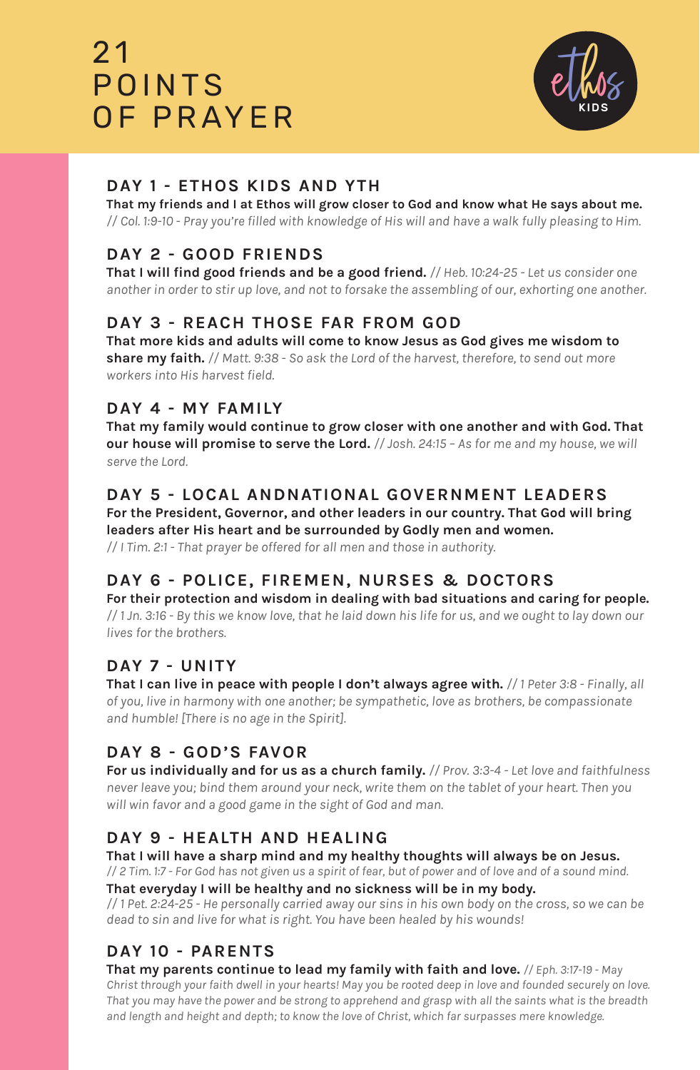# 21 POINTS OF PRAYER

ethos KIDS

## DAY 1 - ETHOS KIDS AND YTH

**That my friends and I at Ethos will grow closer to God and know what He says about me.** *// Col. 1:9-10 - Pray you're filled with knowledge of His will and have a walk fully pleasing to Him.*

## DAY 2 - GOOD FRIENDS

**That I will find good friends and be a good friend.** *// Heb. 10:24-25 - Let us consider one another in order to stir up love, and not to forsake the assembling of our, exhorting one another.*

## DAY 3 - REACH THOSE FAR FROM GOD

**That more kids and adults will come to know Jesus as God gives me wisdom to share my faith.** *// Matt. 9:38 - So ask the Lord of the harvest, therefore, to send out more workers into His harvest field.*

## DAY 4 - MY FAMILY

**That my family would continue to grow closer with one another and with God. That our house will promise to serve the Lord.** *// Josh. 24:15 – As for me and my house, we will serve the Lord.*

## DAY 5 - LOCAL ANDNATIONAL GOVERNMENT LEADERS

**For the President, Governor, and other leaders in our country. That God will bring leaders after His heart and be surrounded by Godly men and women.**
*// I Tim. 2:1 - That prayer be offered for all men and those in authority.*

## DAY 6 - POLICE, FIREMEN, NURSES & DOCTORS

**For their protection and wisdom in dealing with bad situations and caring for people.**
*// 1 Jn. 3:16 - By this we know love, that he laid down his life for us, and we ought to lay down our lives for the brothers.*

## DAY 7 - UNITY

**That I can live in peace with people I don't always agree with.** *// 1 Peter 3:8 - Finally, all of you, live in harmony with one another; be sympathetic, love as brothers, be compassionate and humble! [There is no age in the Spirit].*

## DAY 8 - GOD'S FAVOR

**For us individually and for us as a church family.** *// Prov. 3:3-4 - Let love and faithfulness never leave you; bind them around your neck, write them on the tablet of your heart. Then you will win favor and a good game in the sight of God and man.*

## DAY 9 - HEALTH AND HEALING

**That I will have a sharp mind and my healthy thoughts will always be on Jesus.**
*// 2 Tim. 1:7 - For God has not given us a spirit of fear, but of power and of love and of a sound mind.*
**That everyday I will be healthy and no sickness will be in my body.**
*// 1 Pet. 2:24-25 - He personally carried away our sins in his own body on the cross, so we can be dead to sin and live for what is right. You have been healed by his wounds!*

## DAY 10 - PARENTS

**That my parents continue to lead my family with faith and love.** *// Eph. 3:17-19 - May Christ through your faith dwell in your hearts! May you be rooted deep in love and founded securely on love. That you may have the power and be strong to apprehend and grasp with all the saints what is the breadth and length and height and depth; to know the love of Christ, which far surpasses mere knowledge.*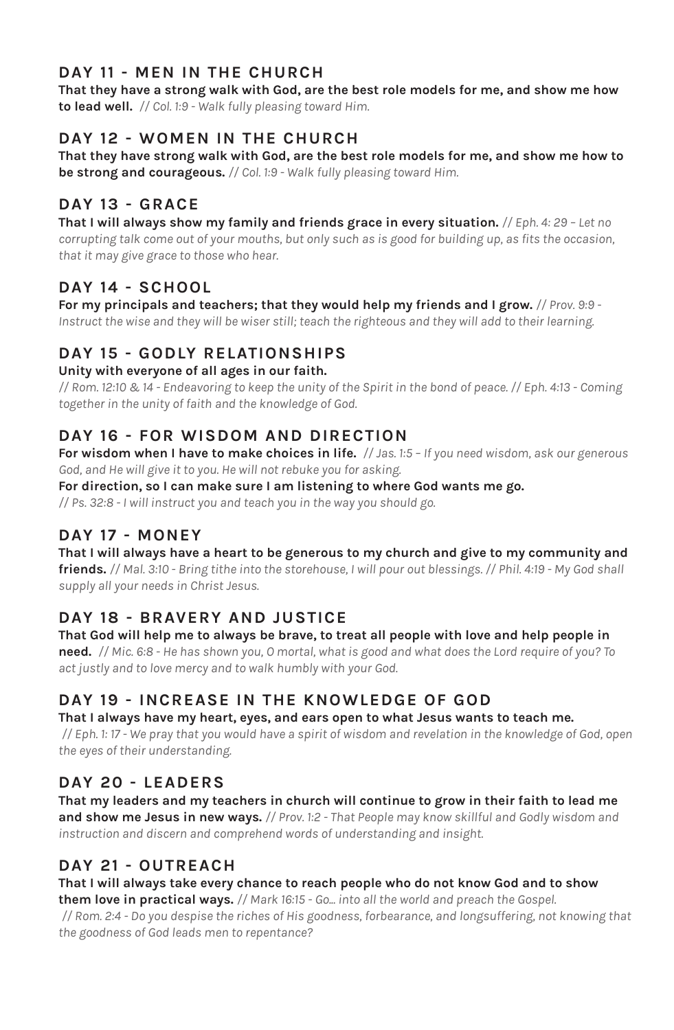## DAY 11 - MEN IN THE CHURCH

**That they have a strong walk with God, are the best role models for me, and show me how to lead well.** // *Col. 1:9 - Walk fully pleasing toward Him.*

## DAY 12 - WOMEN IN THE CHURCH

**That they have strong walk with God, are the best role models for me, and show me how to be strong and courageous.** // *Col. 1:9 - Walk fully pleasing toward Him.*

## DAY 13 - GRACE

**That I will always show my family and friends grace in every situation.** // *Eph. 4: 29 – Let no corrupting talk come out of your mouths, but only such as is good for building up, as fits the occasion, that it may give grace to those who hear.*

## DAY 14 - SCHOOL

**For my principals and teachers; that they would help my friends and I grow.** // *Prov. 9:9 - Instruct the wise and they will be wiser still; teach the righteous and they will add to their learning.*

## DAY 15 - GODLY RELATIONSHIPS

**Unity with everyone of all ages in our faith.**

// *Rom. 12:10 & 14 - Endeavoring to keep the unity of the Spirit in the bond of peace.* // *Eph. 4:13 - Coming together in the unity of faith and the knowledge of God.*

## DAY 16 - FOR WISDOM AND DIRECTION

**For wisdom when I have to make choices in life.** // *Jas. 1:5 – If you need wisdom, ask our generous God, and He will give it to you. He will not rebuke you for asking.*

**For direction, so I can make sure I am listening to where God wants me go.**

// *Ps. 32:8 - I will instruct you and teach you in the way you should go.*

## DAY 17 - MONEY

**That I will always have a heart to be generous to my church and give to my community and friends.** // *Mal. 3:10 - Bring tithe into the storehouse, I will pour out blessings.* // *Phil. 4:19 - My God shall supply all your needs in Christ Jesus.*

## DAY 18 - BRAVERY AND JUSTICE

**That God will help me to always be brave, to treat all people with love and help people in need.** // *Mic. 6:8 - He has shown you, O mortal, what is good and what does the Lord require of you? To act justly and to love mercy and to walk humbly with your God.*

## DAY 19 - INCREASE IN THE KNOWLEDGE OF GOD

**That I always have my heart, eyes, and ears open to what Jesus wants to teach me.**

// *Eph. 1: 17 - We pray that you would have a spirit of wisdom and revelation in the knowledge of God, open the eyes of their understanding.*

## DAY 20 - LEADERS

**That my leaders and my teachers in church will continue to grow in their faith to lead me and show me Jesus in new ways.** // *Prov. 1:2 - That People may know skillful and Godly wisdom and instruction and discern and comprehend words of understanding and insight.*

## DAY 21 - OUTREACH

**That I will always take every chance to reach people who do not know God and to show them love in practical ways.** // *Mark 16:15 - Go... into all the world and preach the Gospel.*

// *Rom. 2:4 - Do you despise the riches of His goodness, forbearance, and longsuffering, not knowing that the goodness of God leads men to repentance?*